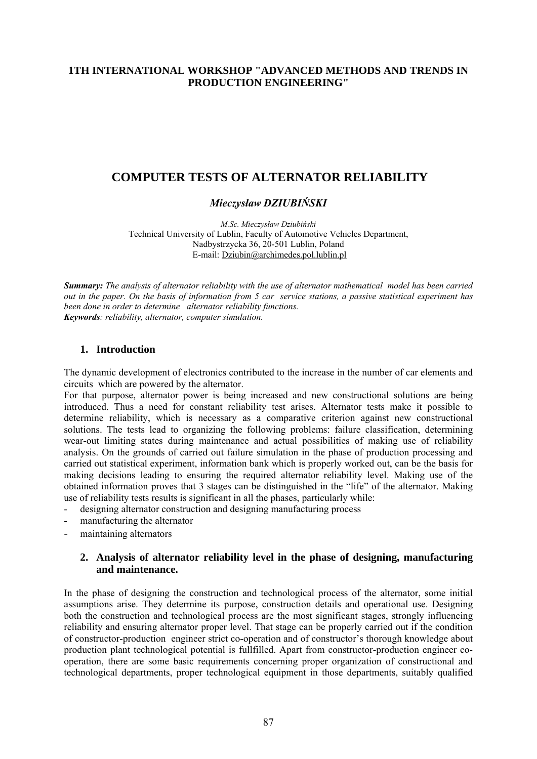**1TH INTERNATIONAL WORKSHOP "ADVANCED METHODS AND TRENDS IN PRODUCTION ENGINEERING"**

# COMPUTER TESTS OF ALTERNATOR RELIABILITY

***Mieczysław DZIUBIŃSKI***

*M.Sc. Mieczysław Dziubiński*
Technical University of Lublin, Faculty of Automotive Vehicles Department,
Nadbystrzycka 36, 20-501 Lublin, Poland
E-mail: Dziubin@archimedes.pol.lublin.pl

***Summary:*** *The analysis of alternator reliability with the use of alternator mathematical model has been carried out in the paper. On the basis of information from 5 car service stations, a passive statistical experiment has been done in order to determine alternator reliability functions.*
***Keywords****: reliability, alternator, computer simulation.*

## 1. Introduction

The dynamic development of electronics contributed to the increase in the number of car elements and circuits which are powered by the alternator.
For that purpose, alternator power is being increased and new constructional solutions are being introduced. Thus a need for constant reliability test arises. Alternator tests make it possible to determine reliability, which is necessary as a comparative criterion against new constructional solutions. The tests lead to organizing the following problems: failure classification, determining wear-out limiting states during maintenance and actual possibilities of making use of reliability analysis. On the grounds of carried out failure simulation in the phase of production processing and carried out statistical experiment, information bank which is properly worked out, can be the basis for making decisions leading to ensuring the required alternator reliability level. Making use of the obtained information proves that 3 stages can be distinguished in the "life" of the alternator. Making use of reliability tests results is significant in all the phases, particularly while:

- designing alternator construction and designing manufacturing process
- manufacturing the alternator
- maintaining alternators

## 2. Analysis of alternator reliability level in the phase of designing, manufacturing and maintenance.

In the phase of designing the construction and technological process of the alternator, some initial assumptions arise. They determine its purpose, construction details and operational use. Designing both the construction and technological process are the most significant stages, strongly influencing reliability and ensuring alternator proper level. That stage can be properly carried out if the condition of constructor-production engineer strict co-operation and of constructor's thorough knowledge about production plant technological potential is fullfilled. Apart from constructor-production engineer co-operation, there are some basic requirements concerning proper organization of constructional and technological departments, proper technological equipment in those departments, suitably qualified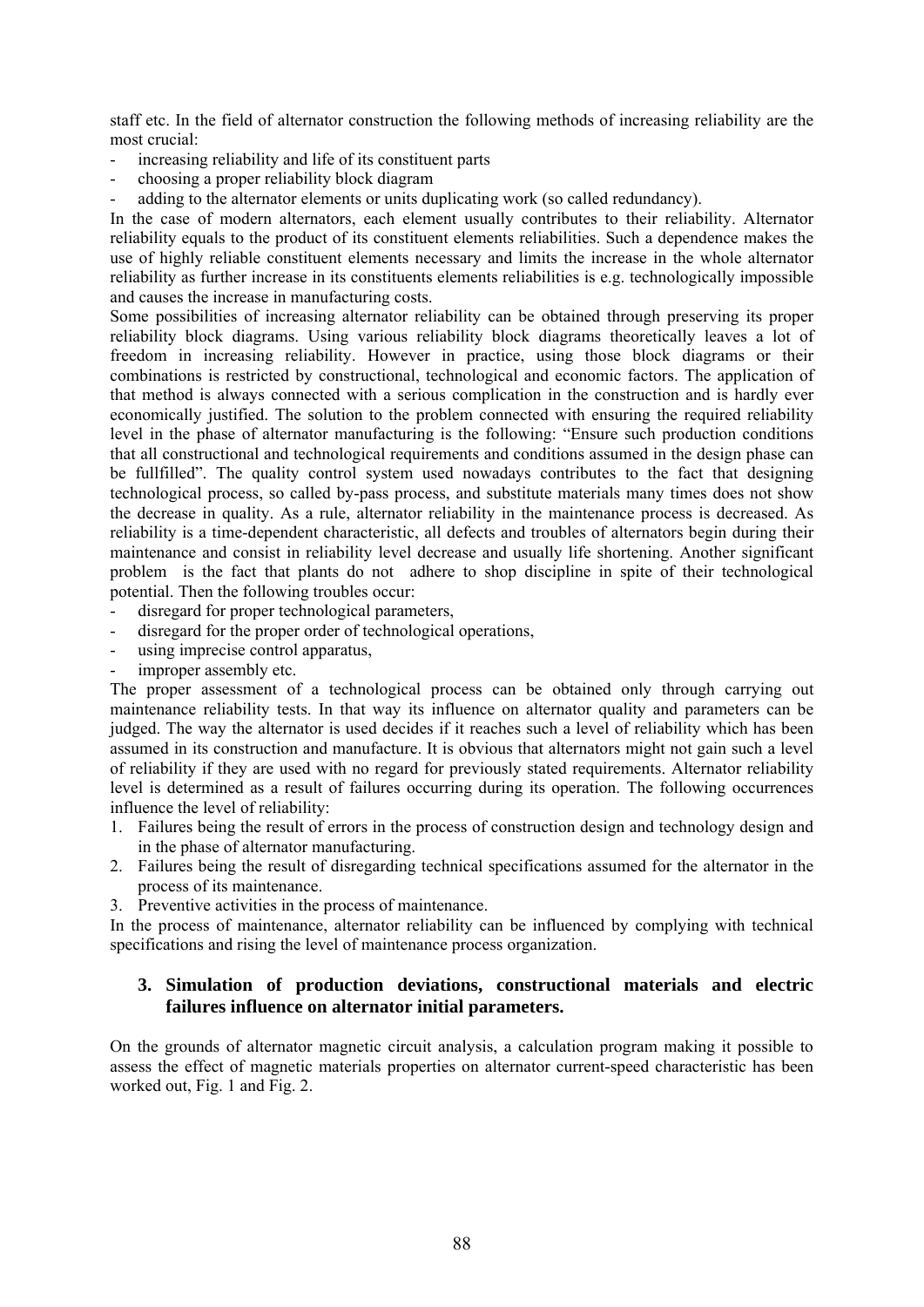staff etc. In the field of alternator construction the following methods of increasing reliability are the most crucial:

- increasing reliability and life of its constituent parts
- choosing a proper reliability block diagram
- adding to the alternator elements or units duplicating work (so called redundancy).

In the case of modern alternators, each element usually contributes to their reliability. Alternator reliability equals to the product of its constituent elements reliabilities. Such a dependence makes the use of highly reliable constituent elements necessary and limits the increase in the whole alternator reliability as further increase in its constituents elements reliabilities is e.g. technologically impossible and causes the increase in manufacturing costs.

Some possibilities of increasing alternator reliability can be obtained through preserving its proper reliability block diagrams. Using various reliability block diagrams theoretically leaves a lot of freedom in increasing reliability. However in practice, using those block diagrams or their combinations is restricted by constructional, technological and economic factors. The application of that method is always connected with a serious complication in the construction and is hardly ever economically justified. The solution to the problem connected with ensuring the required reliability level in the phase of alternator manufacturing is the following: "Ensure such production conditions that all constructional and technological requirements and conditions assumed in the design phase can be fullfilled". The quality control system used nowadays contributes to the fact that designing technological process, so called by-pass process, and substitute materials many times does not show the decrease in quality. As a rule, alternator reliability in the maintenance process is decreased. As reliability is a time-dependent characteristic, all defects and troubles of alternators begin during their maintenance and consist in reliability level decrease and usually life shortening. Another significant problem is the fact that plants do not adhere to shop discipline in spite of their technological potential. Then the following troubles occur:

- disregard for proper technological parameters,
- disregard for the proper order of technological operations,
- using imprecise control apparatus,
- improper assembly etc.

The proper assessment of a technological process can be obtained only through carrying out maintenance reliability tests. In that way its influence on alternator quality and parameters can be judged. The way the alternator is used decides if it reaches such a level of reliability which has been assumed in its construction and manufacture. It is obvious that alternators might not gain such a level of reliability if they are used with no regard for previously stated requirements. Alternator reliability level is determined as a result of failures occurring during its operation. The following occurrences influence the level of reliability:

1. Failures being the result of errors in the process of construction design and technology design and in the phase of alternator manufacturing.
2. Failures being the result of disregarding technical specifications assumed for the alternator in the process of its maintenance.
3. Preventive activities in the process of maintenance.

In the process of maintenance, alternator reliability can be influenced by complying with technical specifications and rising the level of maintenance process organization.

## 3. Simulation of production deviations, constructional materials and electric failures influence on alternator initial parameters.

On the grounds of alternator magnetic circuit analysis, a calculation program making it possible to assess the effect of magnetic materials properties on alternator current-speed characteristic has been worked out, Fig. 1 and Fig. 2.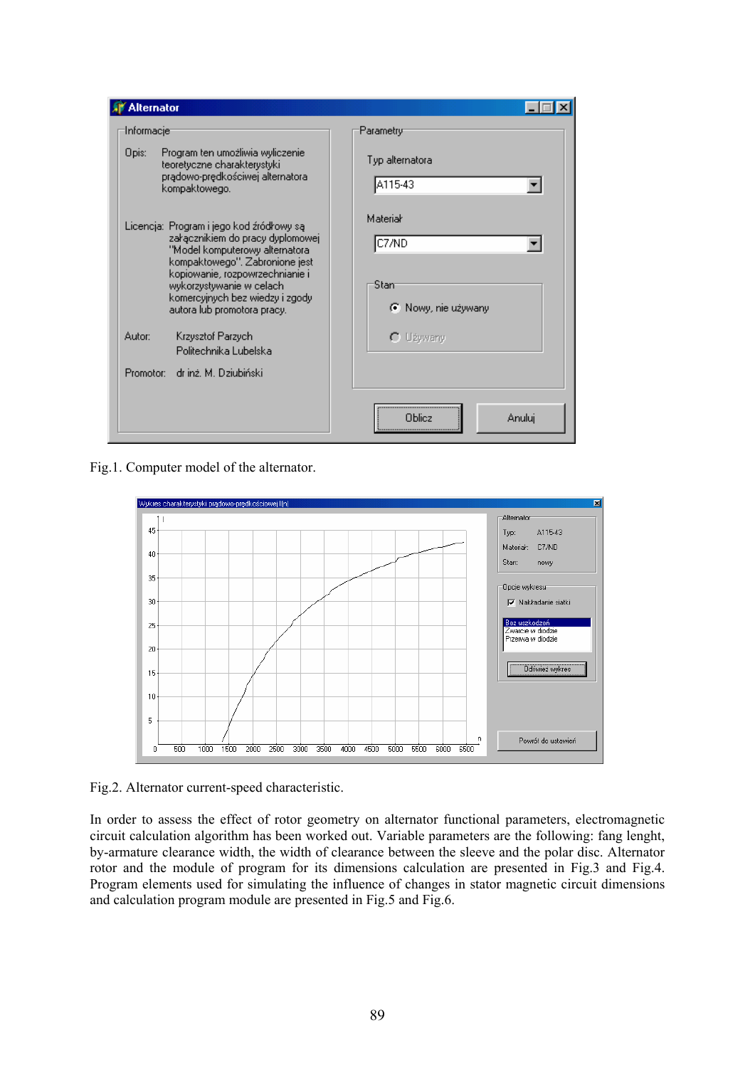Fig.1. Computer model of the alternator.

Fig.2. Alternator current-speed characteristic.

In order to assess the effect of rotor geometry on alternator functional parameters, electromagnetic circuit calculation algorithm has been worked out. Variable parameters are the following: fang lenght, by-armature clearance width, the width of clearance between the sleeve and the polar disc. Alternator rotor and the module of program for its dimensions calculation are presented in Fig.3 and Fig.4. Program elements used for simulating the influence of changes in stator magnetic circuit dimensions and calculation program module are presented in Fig.5 and Fig.6.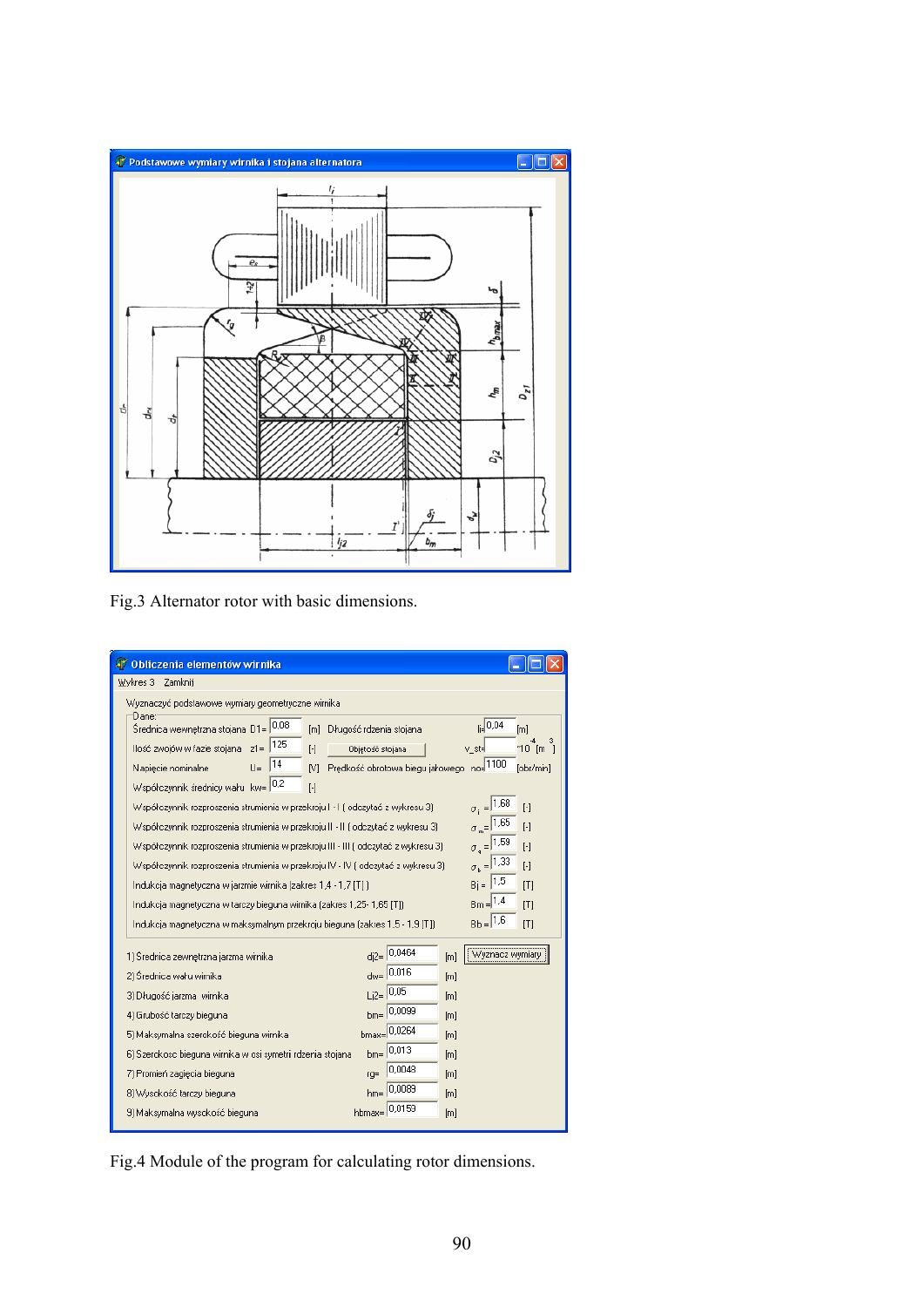Fig.3 Alternator rotor with basic dimensions.

Fig.4 Module of the program for calculating rotor dimensions.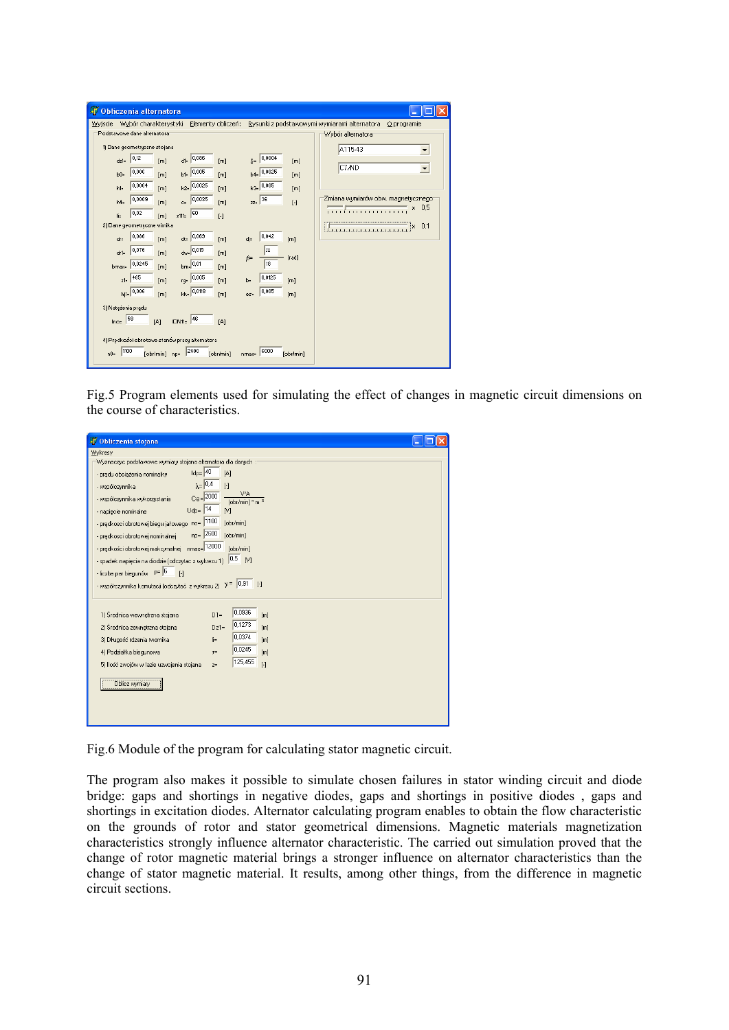Fig.5 Program elements used for simulating the effect of changes in magnetic circuit dimensions on the course of characteristics.

Fig.6 Module of the program for calculating stator magnetic circuit.

The program also makes it possible to simulate chosen failures in stator winding circuit and diode bridge: gaps and shortings in negative diodes, gaps and shortings in positive diodes , gaps and shortings in excitation diodes. Alternator calculating program enables to obtain the flow characteristic on the grounds of rotor and stator geometrical dimensions. Magnetic materials magnetization characteristics strongly influence alternator characteristic. The carried out simulation proved that the change of rotor magnetic material brings a stronger influence on alternator characteristics than the change of stator magnetic material. It results, among other things, from the difference in magnetic circuit sections.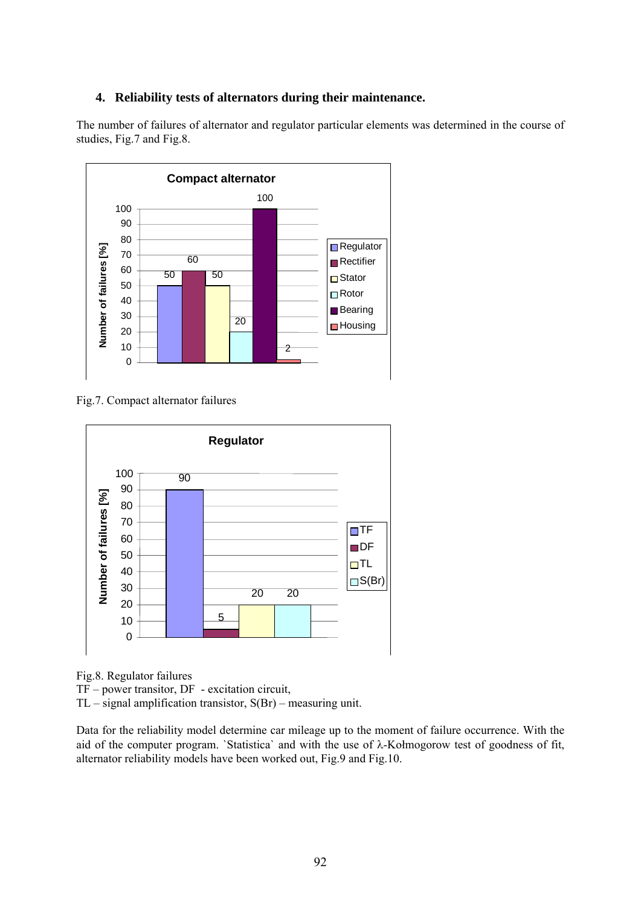## 4. Reliability tests of alternators during their maintenance.

The number of failures of alternator and regulator particular elements was determined in the course of studies, Fig.7 and Fig.8.

Fig.7. Compact alternator failures

Fig.8. Regulator failures
TF – power transitor, DF - excitation circuit,
TL – signal amplification transistor, S(Br) – measuring unit.

Data for the reliability model determine car mileage up to the moment of failure occurrence. With the aid of the computer program. `Statistica` and with the use of λ-Kołmogorow test of goodness of fit, alternator reliability models have been worked out, Fig.9 and Fig.10.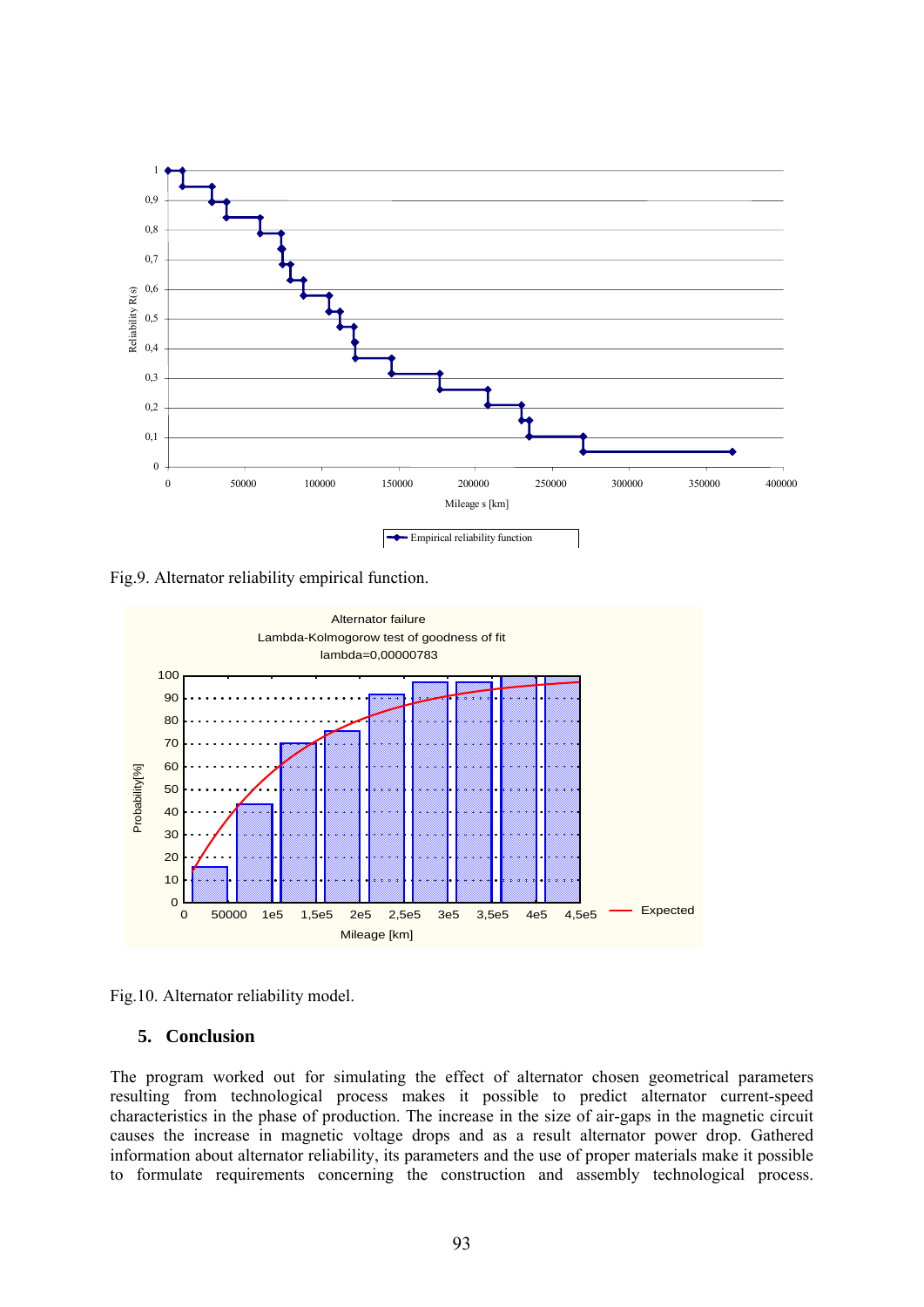Fig.9. Alternator reliability empirical function.

Fig.10. Alternator reliability model.

## 5. Conclusion

The program worked out for simulating the effect of alternator chosen geometrical parameters resulting from technological process makes it possible to predict alternator current-speed characteristics in the phase of production. The increase in the size of air-gaps in the magnetic circuit causes the increase in magnetic voltage drops and as a result alternator power drop. Gathered information about alternator reliability, its parameters and the use of proper materials make it possible to formulate requirements concerning the construction and assembly technological process.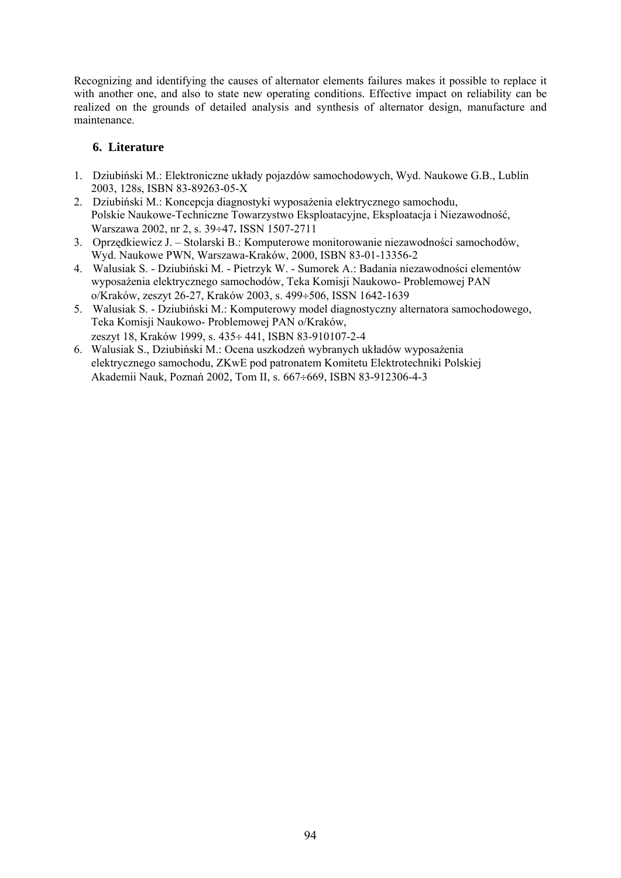Recognizing and identifying the causes of alternator elements failures makes it possible to replace it with another one, and also to state new operating conditions. Effective impact on reliability can be realized on the grounds of detailed analysis and synthesis of alternator design, manufacture and maintenance.

## 6. Literature

1. Dziubiński M.: Elektroniczne układy pojazdów samochodowych, Wyd. Naukowe G.B., Lublin 2003, 128s, ISBN 83-89263-05-X
2. Dziubiński M.: Koncepcja diagnostyki wyposażenia elektrycznego samochodu, Polskie Naukowe-Techniczne Towarzystwo Eksploatacyjne, Eksploatacja i Niezawodność, Warszawa 2002, nr 2, s. 39÷47. ISSN 1507-2711
3. Oprzędkiewicz J. – Stolarski B.: Komputerowe monitorowanie niezawodności samochodów, Wyd. Naukowe PWN, Warszawa-Kraków, 2000, ISBN 83-01-13356-2
4. Walusiak S. - Dziubiński M. - Pietrzyk W. - Sumorek A.: Badania niezawodności elementów wyposażenia elektrycznego samochodów, Teka Komisji Naukowo- Problemowej PAN o/Kraków, zeszyt 26-27, Kraków 2003, s. 499÷506, ISSN 1642-1639
5. Walusiak S. - Dziubiński M.: Komputerowy model diagnostyczny alternatora samochodowego, Teka Komisji Naukowo- Problemowej PAN o/Kraków, zeszyt 18, Kraków 1999, s. 435÷ 441, ISBN 83-910107-2-4
6. Walusiak S., Dziubiński M.: Ocena uszkodzeń wybranych układów wyposażenia elektrycznego samochodu, ZKwE pod patronatem Komitetu Elektrotechniki Polskiej Akademii Nauk, Poznań 2002, Tom II, s. 667÷669, ISBN 83-912306-4-3